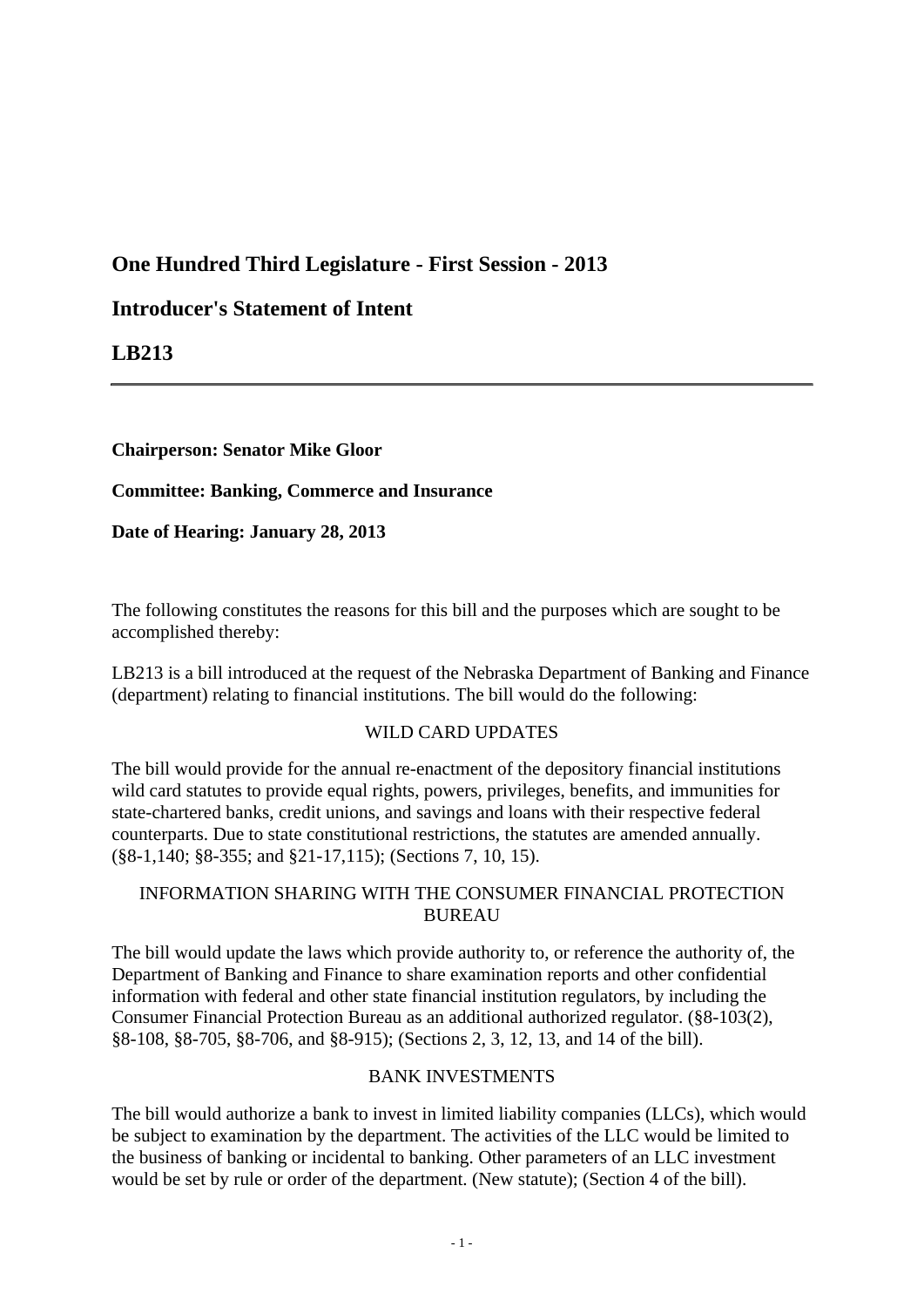## One Hundred Third Legislature - First Session - 2013

## Introducer's Statement of Intent

## LB213

---

**Chairperson: Senator Mike Gloor**

**Committee: Banking, Commerce and Insurance**

**Date of Hearing: January 28, 2013**

The following constitutes the reasons for this bill and the purposes which are sought to be accomplished thereby:

LB213 is a bill introduced at the request of the Nebraska Department of Banking and Finance (department) relating to financial institutions. The bill would do the following:

WILD CARD UPDATES

The bill would provide for the annual re-enactment of the depository financial institutions wild card statutes to provide equal rights, powers, privileges, benefits, and immunities for state-chartered banks, credit unions, and savings and loans with their respective federal counterparts. Due to state constitutional restrictions, the statutes are amended annually. (§8-1,140; §8-355; and §21-17,115); (Sections 7, 10, 15).

INFORMATION SHARING WITH THE CONSUMER FINANCIAL PROTECTION BUREAU

The bill would update the laws which provide authority to, or reference the authority of, the Department of Banking and Finance to share examination reports and other confidential information with federal and other state financial institution regulators, by including the Consumer Financial Protection Bureau as an additional authorized regulator. (§8-103(2), §8-108, §8-705, §8-706, and §8-915); (Sections 2, 3, 12, 13, and 14 of the bill).

BANK INVESTMENTS

The bill would authorize a bank to invest in limited liability companies (LLCs), which would be subject to examination by the department. The activities of the LLC would be limited to the business of banking or incidental to banking. Other parameters of an LLC investment would be set by rule or order of the department. (New statute); (Section 4 of the bill).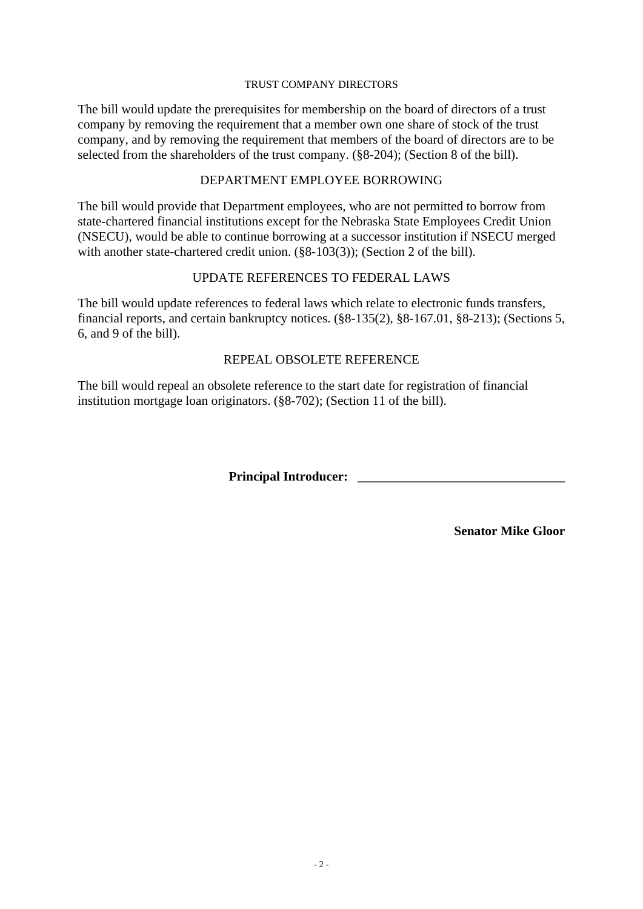## TRUST COMPANY DIRECTORS

The bill would update the prerequisites for membership on the board of directors of a trust company by removing the requirement that a member own one share of stock of the trust company, and by removing the requirement that members of the board of directors are to be selected from the shareholders of the trust company. (§8-204); (Section 8 of the bill).

## DEPARTMENT EMPLOYEE BORROWING

The bill would provide that Department employees, who are not permitted to borrow from state-chartered financial institutions except for the Nebraska State Employees Credit Union (NSECU), would be able to continue borrowing at a successor institution if NSECU merged with another state-chartered credit union. (§8-103(3)); (Section 2 of the bill).

## UPDATE REFERENCES TO FEDERAL LAWS

The bill would update references to federal laws which relate to electronic funds transfers, financial reports, and certain bankruptcy notices. (§8-135(2), §8-167.01, §8-213); (Sections 5, 6, and 9 of the bill).

## REPEAL OBSOLETE REFERENCE

The bill would repeal an obsolete reference to the start date for registration of financial institution mortgage loan originators. (§8-702); (Section 11 of the bill).

**Principal Introducer:** \_\_\_\_\_\_\_\_\_\_\_\_\_\_\_\_\_\_\_\_\_\_\_\_\_\_\_\_\_\_\_\_

**Senator Mike Gloor**